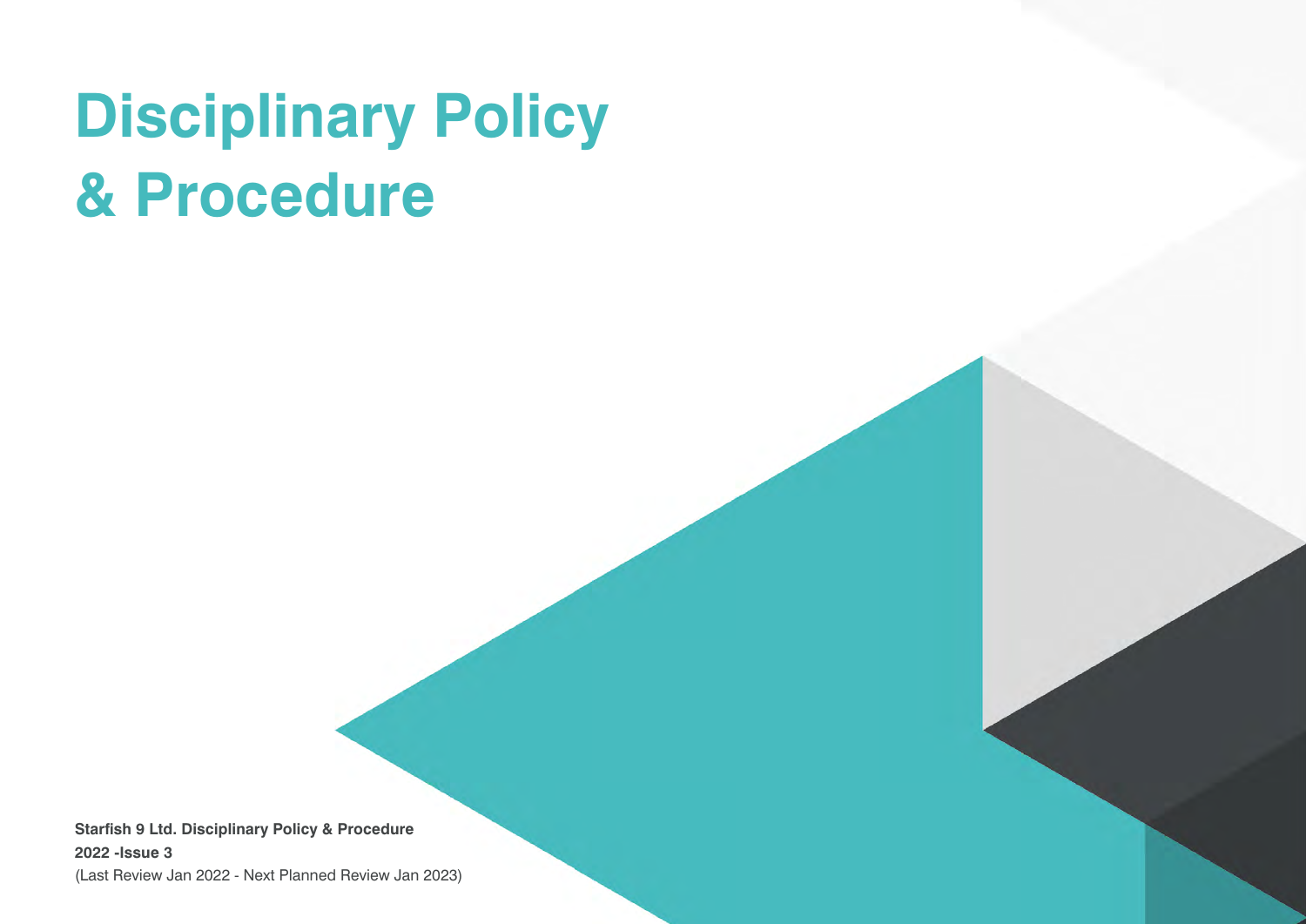# Disciplinary Policy & Procedure

**Starfish 9 Ltd. Disciplinary Policy & Procedure**
**2022 -Issue 3**
(Last Review Jan 2022 - Next Planned Review Jan 2023)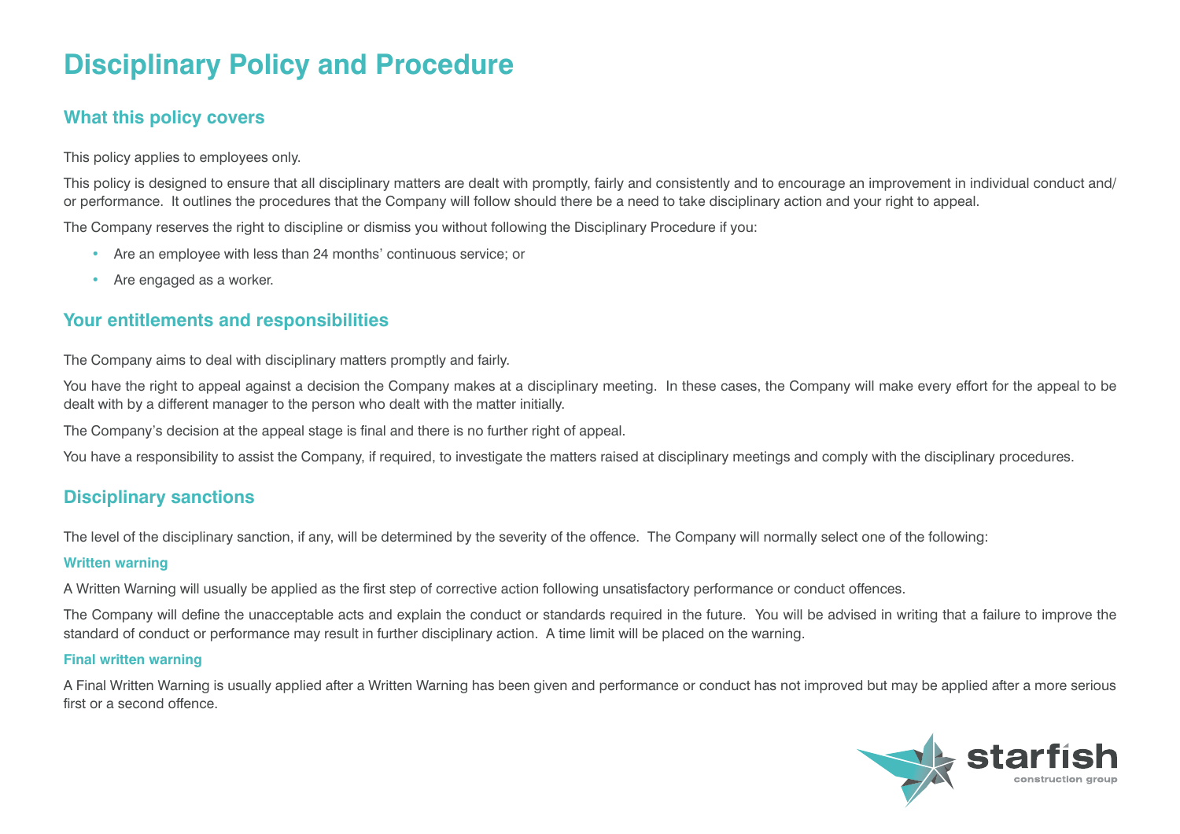# Disciplinary Policy and Procedure

## What this policy covers

This policy applies to employees only.

This policy is designed to ensure that all disciplinary matters are dealt with promptly, fairly and consistently and to encourage an improvement in individual conduct and/or performance. It outlines the procedures that the Company will follow should there be a need to take disciplinary action and your right to appeal.

The Company reserves the right to discipline or dismiss you without following the Disciplinary Procedure if you:

- Are an employee with less than 24 months' continuous service; or
- Are engaged as a worker.

## Your entitlements and responsibilities

The Company aims to deal with disciplinary matters promptly and fairly.

You have the right to appeal against a decision the Company makes at a disciplinary meeting. In these cases, the Company will make every effort for the appeal to be dealt with by a different manager to the person who dealt with the matter initially.

The Company's decision at the appeal stage is final and there is no further right of appeal.

You have a responsibility to assist the Company, if required, to investigate the matters raised at disciplinary meetings and comply with the disciplinary procedures.

## Disciplinary sanctions

The level of the disciplinary sanction, if any, will be determined by the severity of the offence. The Company will normally select one of the following:

### Written warning

A Written Warning will usually be applied as the first step of corrective action following unsatisfactory performance or conduct offences.

The Company will define the unacceptable acts and explain the conduct or standards required in the future. You will be advised in writing that a failure to improve the standard of conduct or performance may result in further disciplinary action. A time limit will be placed on the warning.

### Final written warning

A Final Written Warning is usually applied after a Written Warning has been given and performance or conduct has not improved but may be applied after a more serious first or a second offence.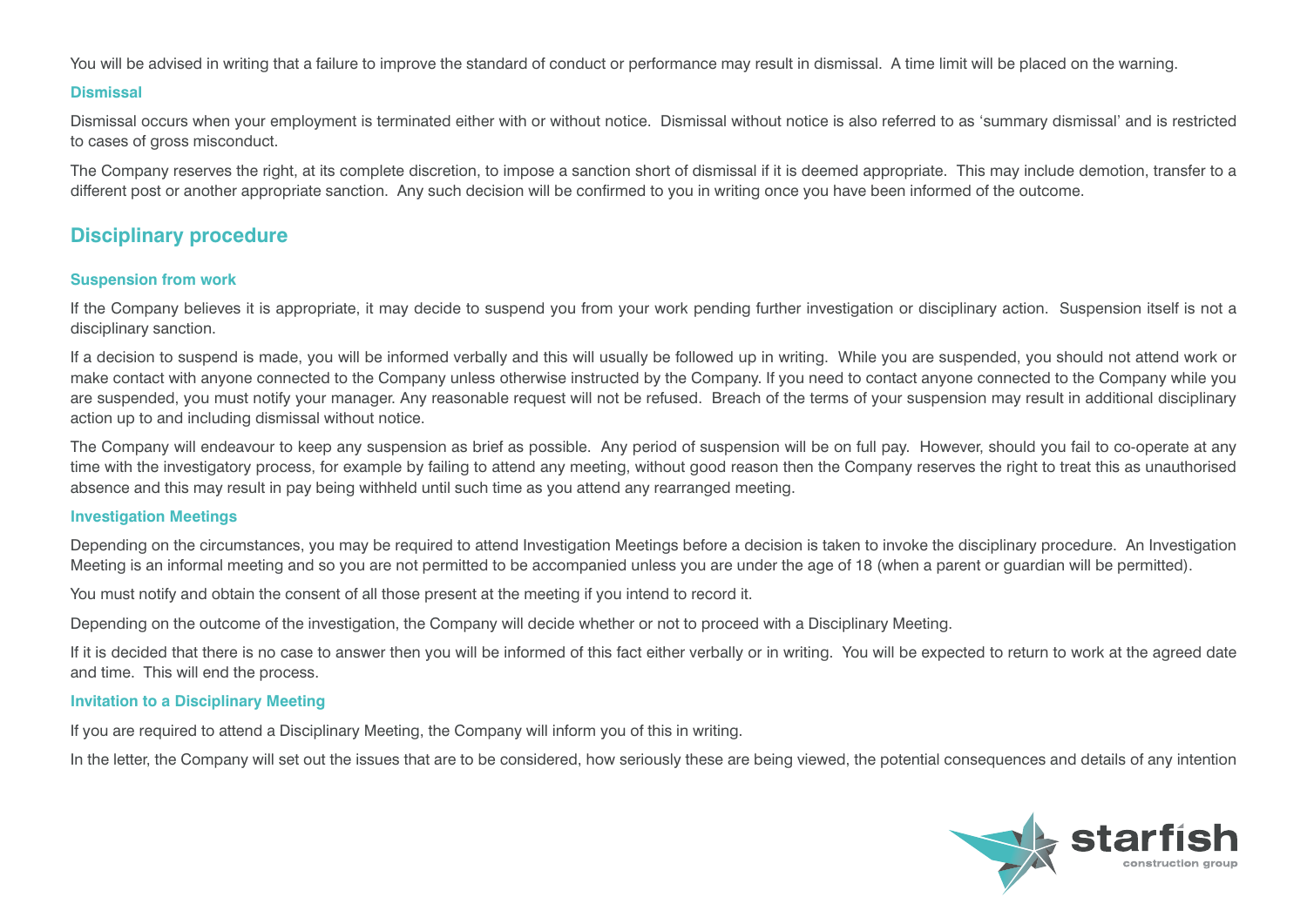You will be advised in writing that a failure to improve the standard of conduct or performance may result in dismissal. A time limit will be placed on the warning.

### Dismissal

Dismissal occurs when your employment is terminated either with or without notice. Dismissal without notice is also referred to as 'summary dismissal' and is restricted to cases of gross misconduct.

The Company reserves the right, at its complete discretion, to impose a sanction short of dismissal if it is deemed appropriate. This may include demotion, transfer to a different post or another appropriate sanction. Any such decision will be confirmed to you in writing once you have been informed of the outcome.

## Disciplinary procedure

### Suspension from work

If the Company believes it is appropriate, it may decide to suspend you from your work pending further investigation or disciplinary action. Suspension itself is not a disciplinary sanction.

If a decision to suspend is made, you will be informed verbally and this will usually be followed up in writing. While you are suspended, you should not attend work or make contact with anyone connected to the Company unless otherwise instructed by the Company. If you need to contact anyone connected to the Company while you are suspended, you must notify your manager. Any reasonable request will not be refused. Breach of the terms of your suspension may result in additional disciplinary action up to and including dismissal without notice.

The Company will endeavour to keep any suspension as brief as possible. Any period of suspension will be on full pay. However, should you fail to co-operate at any time with the investigatory process, for example by failing to attend any meeting, without good reason then the Company reserves the right to treat this as unauthorised absence and this may result in pay being withheld until such time as you attend any rearranged meeting.

### Investigation Meetings

Depending on the circumstances, you may be required to attend Investigation Meetings before a decision is taken to invoke the disciplinary procedure. An Investigation Meeting is an informal meeting and so you are not permitted to be accompanied unless you are under the age of 18 (when a parent or guardian will be permitted).

You must notify and obtain the consent of all those present at the meeting if you intend to record it.

Depending on the outcome of the investigation, the Company will decide whether or not to proceed with a Disciplinary Meeting.

If it is decided that there is no case to answer then you will be informed of this fact either verbally or in writing. You will be expected to return to work at the agreed date and time. This will end the process.

### Invitation to a Disciplinary Meeting

If you are required to attend a Disciplinary Meeting, the Company will inform you of this in writing.

In the letter, the Company will set out the issues that are to be considered, how seriously these are being viewed, the potential consequences and details of any intention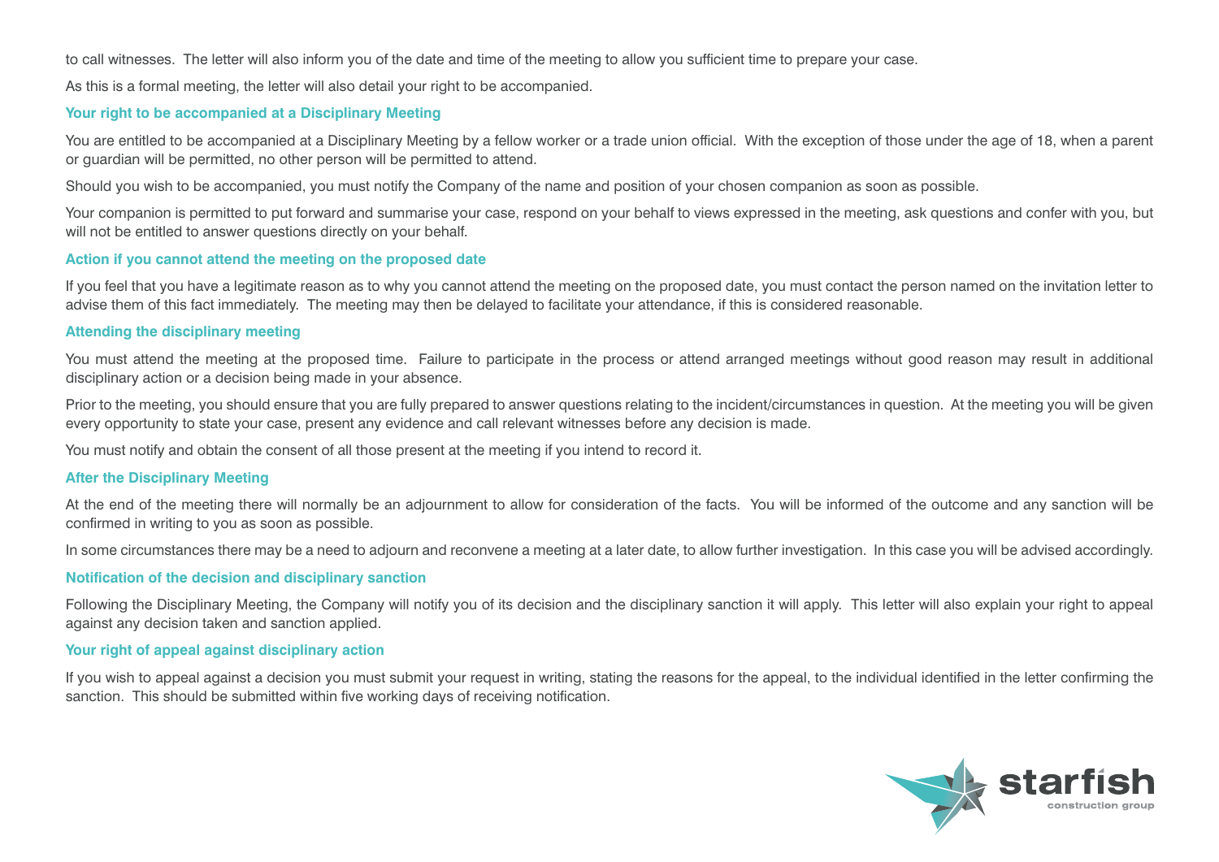to call witnesses. The letter will also inform you of the date and time of the meeting to allow you sufficient time to prepare your case.

As this is a formal meeting, the letter will also detail your right to be accompanied.

### Your right to be accompanied at a Disciplinary Meeting

You are entitled to be accompanied at a Disciplinary Meeting by a fellow worker or a trade union official. With the exception of those under the age of 18, when a parent or guardian will be permitted, no other person will be permitted to attend.

Should you wish to be accompanied, you must notify the Company of the name and position of your chosen companion as soon as possible.

Your companion is permitted to put forward and summarise your case, respond on your behalf to views expressed in the meeting, ask questions and confer with you, but will not be entitled to answer questions directly on your behalf.

### Action if you cannot attend the meeting on the proposed date

If you feel that you have a legitimate reason as to why you cannot attend the meeting on the proposed date, you must contact the person named on the invitation letter to advise them of this fact immediately. The meeting may then be delayed to facilitate your attendance, if this is considered reasonable.

### Attending the disciplinary meeting

You must attend the meeting at the proposed time. Failure to participate in the process or attend arranged meetings without good reason may result in additional disciplinary action or a decision being made in your absence.

Prior to the meeting, you should ensure that you are fully prepared to answer questions relating to the incident/circumstances in question. At the meeting you will be given every opportunity to state your case, present any evidence and call relevant witnesses before any decision is made.

You must notify and obtain the consent of all those present at the meeting if you intend to record it.

### After the Disciplinary Meeting

At the end of the meeting there will normally be an adjournment to allow for consideration of the facts. You will be informed of the outcome and any sanction will be confirmed in writing to you as soon as possible.

In some circumstances there may be a need to adjourn and reconvene a meeting at a later date, to allow further investigation. In this case you will be advised accordingly.

### Notification of the decision and disciplinary sanction

Following the Disciplinary Meeting, the Company will notify you of its decision and the disciplinary sanction it will apply. This letter will also explain your right to appeal against any decision taken and sanction applied.

### Your right of appeal against disciplinary action

If you wish to appeal against a decision you must submit your request in writing, stating the reasons for the appeal, to the individual identified in the letter confirming the sanction. This should be submitted within five working days of receiving notification.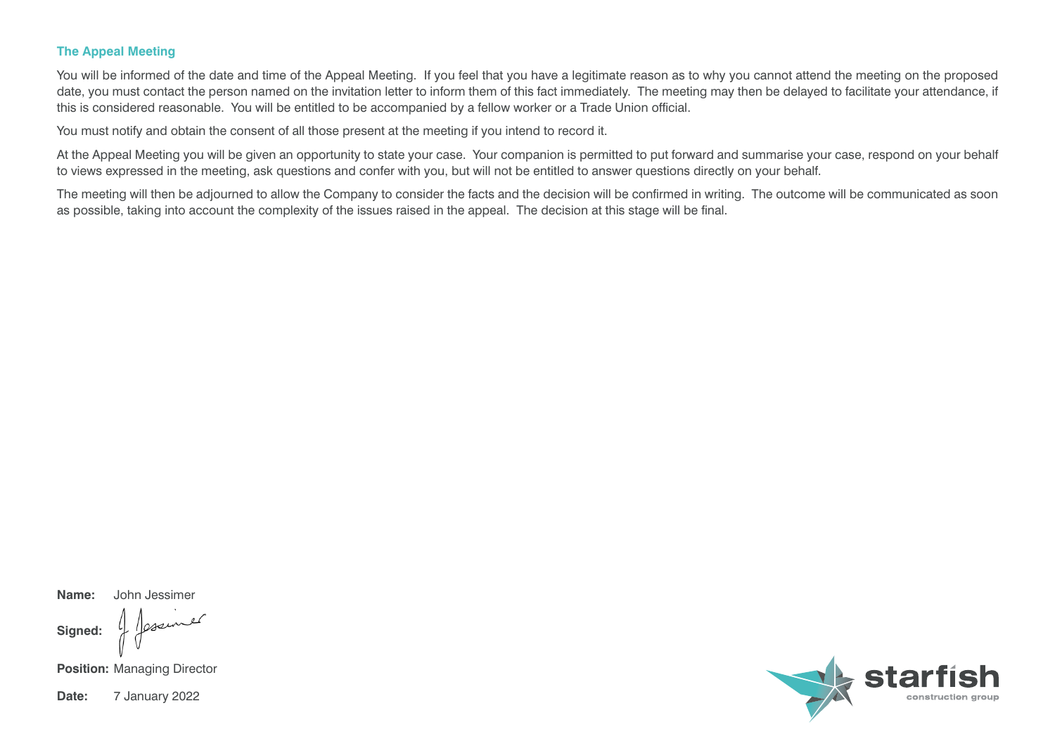### The Appeal Meeting

You will be informed of the date and time of the Appeal Meeting. If you feel that you have a legitimate reason as to why you cannot attend the meeting on the proposed date, you must contact the person named on the invitation letter to inform them of this fact immediately. The meeting may then be delayed to facilitate your attendance, if this is considered reasonable. You will be entitled to be accompanied by a fellow worker or a Trade Union official.

You must notify and obtain the consent of all those present at the meeting if you intend to record it.

At the Appeal Meeting you will be given an opportunity to state your case. Your companion is permitted to put forward and summarise your case, respond on your behalf to views expressed in the meeting, ask questions and confer with you, but will not be entitled to answer questions directly on your behalf.

The meeting will then be adjourned to allow the Company to consider the facts and the decision will be confirmed in writing. The outcome will be communicated as soon as possible, taking into account the complexity of the issues raised in the appeal. The decision at this stage will be final.

**Name:** John Jessimer

**Signed:** J Jessimer

**Position:** Managing Director

**Date:** 7 January 2022

starfish construction group